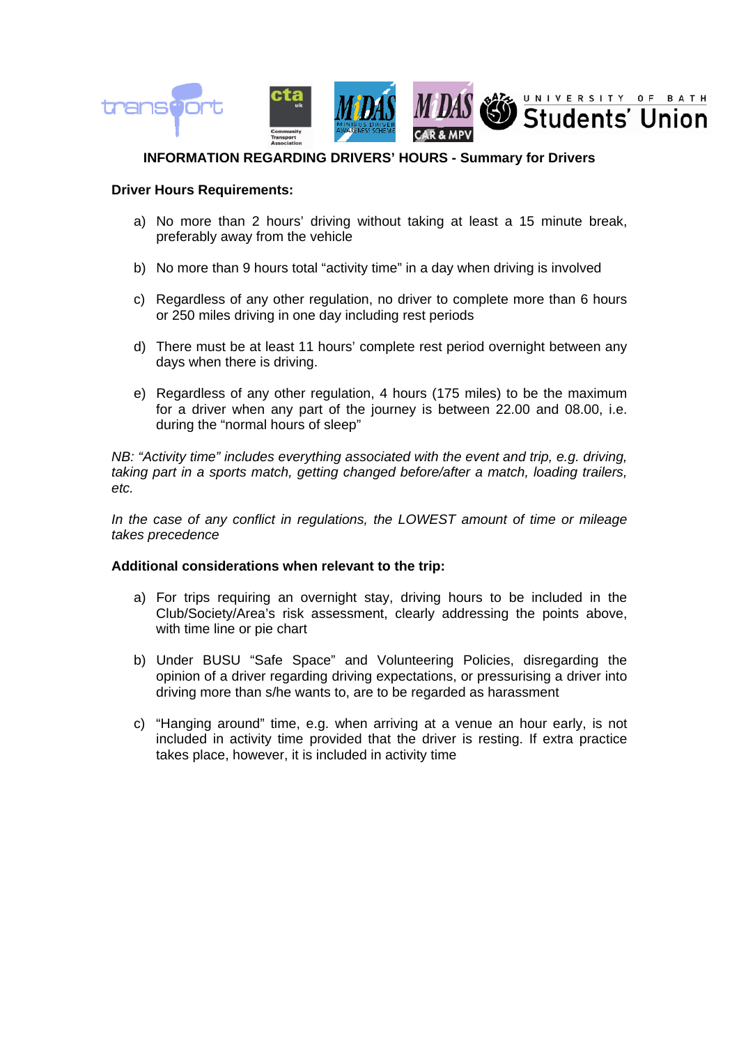## INFORMATION REGARDING DRIVERS' HOURS - Summary for Drivers

**Driver Hours Requirements:**

a) No more than 2 hours' driving without taking at least a 15 minute break, preferably away from the vehicle

b) No more than 9 hours total "activity time" in a day when driving is involved

c) Regardless of any other regulation, no driver to complete more than 6 hours or 250 miles driving in one day including rest periods

d) There must be at least 11 hours' complete rest period overnight between any days when there is driving.

e) Regardless of any other regulation, 4 hours (175 miles) to be the maximum for a driver when any part of the journey is between 22.00 and 08.00, i.e. during the "normal hours of sleep"

*NB: "Activity time" includes everything associated with the event and trip, e.g. driving, taking part in a sports match, getting changed before/after a match, loading trailers, etc.*

*In the case of any conflict in regulations, the LOWEST amount of time or mileage takes precedence*

**Additional considerations when relevant to the trip:**

a) For trips requiring an overnight stay, driving hours to be included in the Club/Society/Area's risk assessment, clearly addressing the points above, with time line or pie chart

b) Under BUSU "Safe Space" and Volunteering Policies, disregarding the opinion of a driver regarding driving expectations, or pressurising a driver into driving more than s/he wants to, are to be regarded as harassment

c) "Hanging around" time, e.g. when arriving at a venue an hour early, is not included in activity time provided that the driver is resting. If extra practice takes place, however, it is included in activity time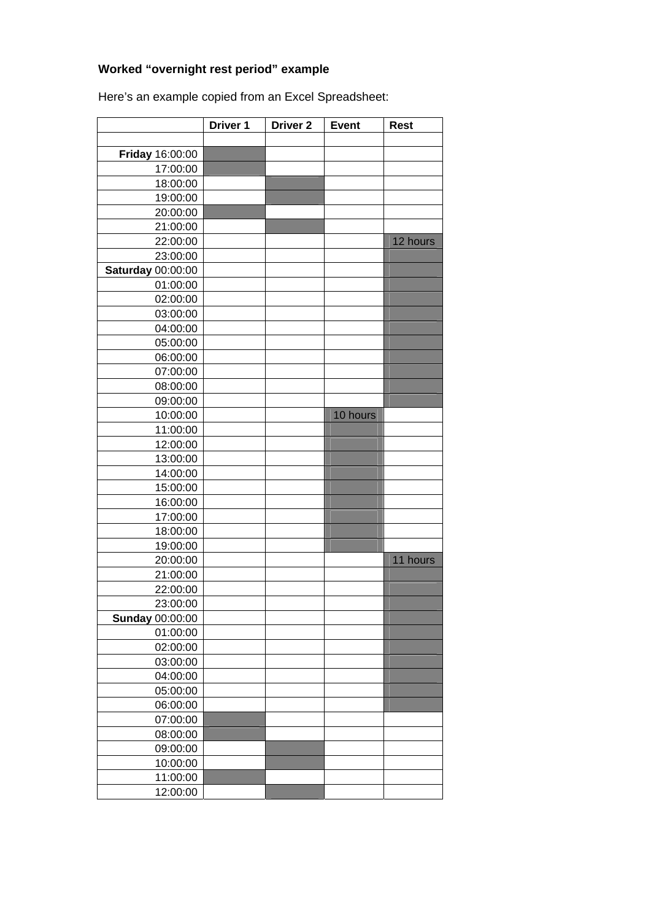**Worked "overnight rest period" example**

Here's an example copied from an Excel Spreadsheet:

| | Driver 1 | Driver 2 | Event | Rest |
|---|---|---|---|---|
| | | | | |
| **Friday** 16:00:00 | | | | |
| 17:00:00 | | | | |
| 18:00:00 | | | | |
| 19:00:00 | | | | |
| 20:00:00 | | | | |
| 21:00:00 | | | | |
| 22:00:00 | | | | 12 hours |
| 23:00:00 | | | | |
| **Saturday** 00:00:00 | | | | |
| 01:00:00 | | | | |
| 02:00:00 | | | | |
| 03:00:00 | | | | |
| 04:00:00 | | | | |
| 05:00:00 | | | | |
| 06:00:00 | | | | |
| 07:00:00 | | | | |
| 08:00:00 | | | | |
| 09:00:00 | | | | |
| 10:00:00 | | | 10 hours | |
| 11:00:00 | | | | |
| 12:00:00 | | | | |
| 13:00:00 | | | | |
| 14:00:00 | | | | |
| 15:00:00 | | | | |
| 16:00:00 | | | | |
| 17:00:00 | | | | |
| 18:00:00 | | | | |
| 19:00:00 | | | | |
| 20:00:00 | | | | 11 hours |
| 21:00:00 | | | | |
| 22:00:00 | | | | |
| 23:00:00 | | | | |
| **Sunday** 00:00:00 | | | | |
| 01:00:00 | | | | |
| 02:00:00 | | | | |
| 03:00:00 | | | | |
| 04:00:00 | | | | |
| 05:00:00 | | | | |
| 06:00:00 | | | | |
| 07:00:00 | | | | |
| 08:00:00 | | | | |
| 09:00:00 | | | | |
| 10:00:00 | | | | |
| 11:00:00 | | | | |
| 12:00:00 | | | | |